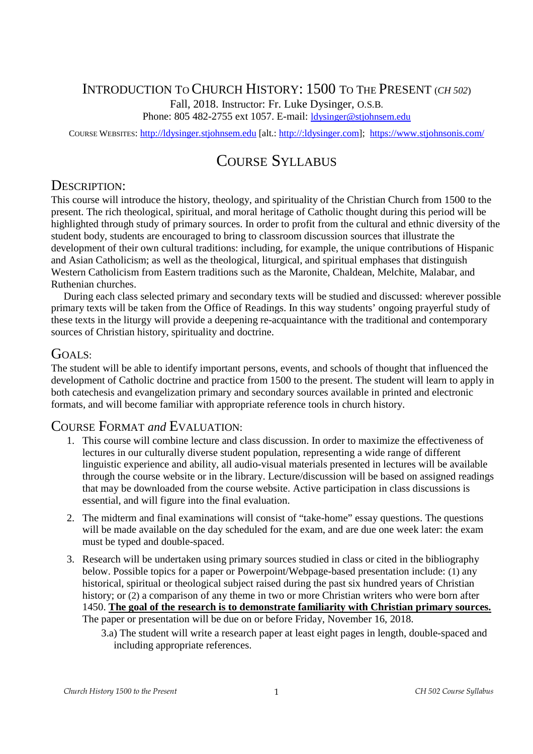# INTRODUCTION TO CHURCH HISTORY: 1500 TO THE PRESENT (*CH 502*)

Fall, 2018. Instructor: Fr. Luke Dysinger, O.S.B.

Phone: 805 482-2755 ext 1057. E-mail: ldysinger@stjohnsem.edu

COURSE WEBSITES: http://ldysinger.stjohnsem.edu [alt.: http://:ldysinger.com]; https://www.stjohnsonis.com/

## COURSE SYLLABUS

### DESCRIPTION:

This course will introduce the history, theology, and spirituality of the Christian Church from 1500 to the present. The rich theological, spiritual, and moral heritage of Catholic thought during this period will be highlighted through study of primary sources. In order to profit from the cultural and ethnic diversity of the student body, students are encouraged to bring to classroom discussion sources that illustrate the development of their own cultural traditions: including, for example, the unique contributions of Hispanic and Asian Catholicism; as well as the theological, liturgical, and spiritual emphases that distinguish Western Catholicism from Eastern traditions such as the Maronite, Chaldean, Melchite, Malabar, and Ruthenian churches.

During each class selected primary and secondary texts will be studied and discussed: wherever possible primary texts will be taken from the Office of Readings. In this way students' ongoing prayerful study of these texts in the liturgy will provide a deepening re-acquaintance with the traditional and contemporary sources of Christian history, spirituality and doctrine.

### GOALS:

The student will be able to identify important persons, events, and schools of thought that influenced the development of Catholic doctrine and practice from 1500 to the present. The student will learn to apply in both catechesis and evangelization primary and secondary sources available in printed and electronic formats, and will become familiar with appropriate reference tools in church history.

### COURSE FORMAT *and* EVALUATION:

1. This course will combine lecture and class discussion. In order to maximize the effectiveness of lectures in our culturally diverse student population, representing a wide range of different linguistic experience and ability, all audio-visual materials presented in lectures will be available through the course website or in the library. Lecture/discussion will be based on assigned readings that may be downloaded from the course website. Active participation in class discussions is essential, and will figure into the final evaluation.

2. The midterm and final examinations will consist of "take-home" essay questions. The questions will be made available on the day scheduled for the exam, and are due one week later: the exam must be typed and double-spaced.

3. Research will be undertaken using primary sources studied in class or cited in the bibliography below. Possible topics for a paper or Powerpoint/Webpage-based presentation include: (1) any historical, spiritual or theological subject raised during the past six hundred years of Christian history; or (2) a comparison of any theme in two or more Christian writers who were born after 1450. **The goal of the research is to demonstrate familiarity with Christian primary sources.** The paper or presentation will be due on or before Friday, November 16, 2018.

   3.a) The student will write a research paper at least eight pages in length, double-spaced and including appropriate references.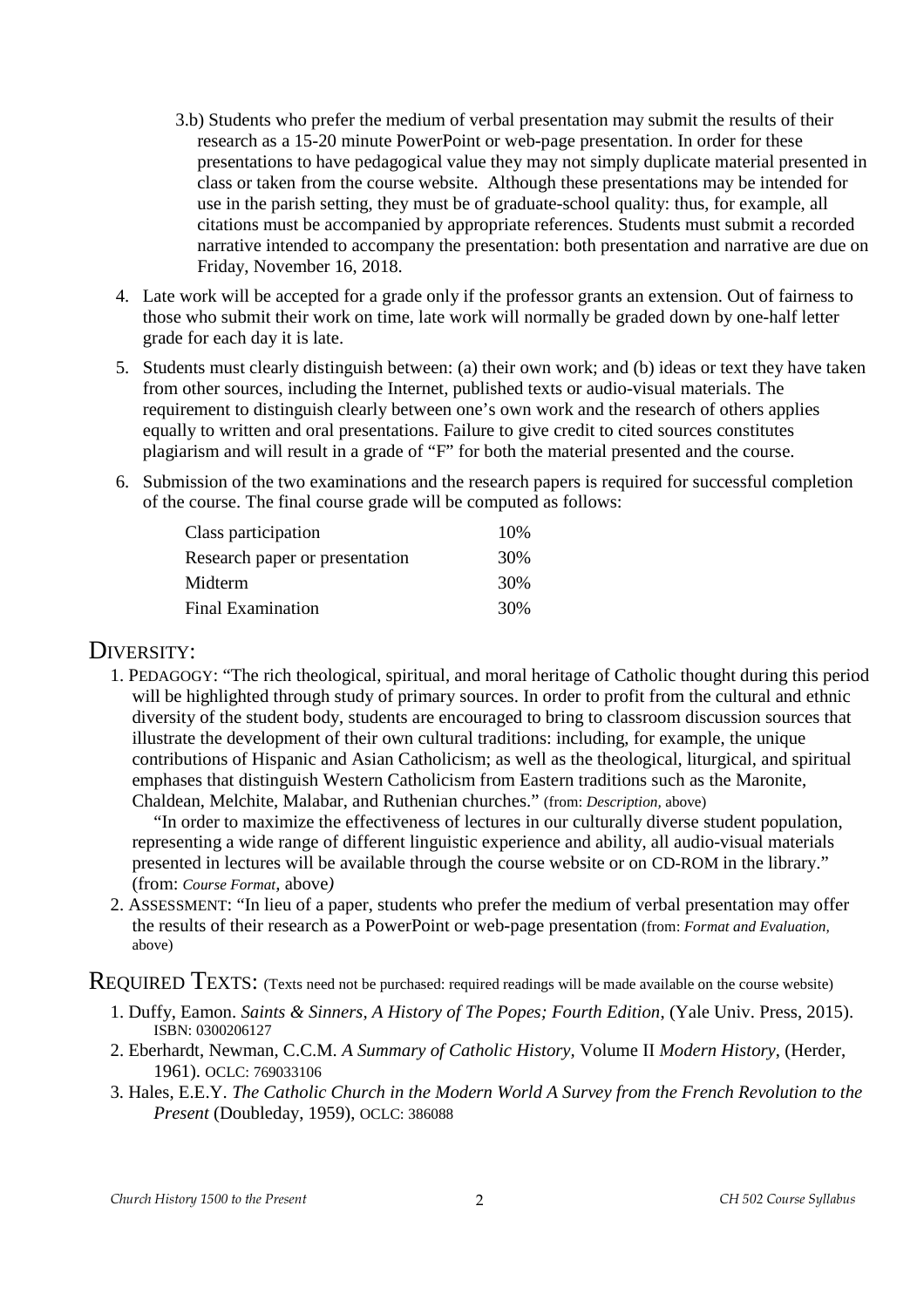3.b) Students who prefer the medium of verbal presentation may submit the results of their research as a 15-20 minute PowerPoint or web-page presentation. In order for these presentations to have pedagogical value they may not simply duplicate material presented in class or taken from the course website. Although these presentations may be intended for use in the parish setting, they must be of graduate-school quality: thus, for example, all citations must be accompanied by appropriate references. Students must submit a recorded narrative intended to accompany the presentation: both presentation and narrative are due on Friday, November 16, 2018.

4. Late work will be accepted for a grade only if the professor grants an extension. Out of fairness to those who submit their work on time, late work will normally be graded down by one-half letter grade for each day it is late.

5. Students must clearly distinguish between: (a) their own work; and (b) ideas or text they have taken from other sources, including the Internet, published texts or audio-visual materials. The requirement to distinguish clearly between one's own work and the research of others applies equally to written and oral presentations. Failure to give credit to cited sources constitutes plagiarism and will result in a grade of "F" for both the material presented and the course.

6. Submission of the two examinations and the research papers is required for successful completion of the course. The final course grade will be computed as follows:

| | |
|---|---|
| Class participation | 10% |
| Research paper or presentation | 30% |
| Midterm | 30% |
| Final Examination | 30% |

## DIVERSITY:

1. PEDAGOGY: "The rich theological, spiritual, and moral heritage of Catholic thought during this period will be highlighted through study of primary sources. In order to profit from the cultural and ethnic diversity of the student body, students are encouraged to bring to classroom discussion sources that illustrate the development of their own cultural traditions: including, for example, the unique contributions of Hispanic and Asian Catholicism; as well as the theological, liturgical, and spiritual emphases that distinguish Western Catholicism from Eastern traditions such as the Maronite, Chaldean, Melchite, Malabar, and Ruthenian churches." (from: *Description,* above)

   "In order to maximize the effectiveness of lectures in our culturally diverse student population, representing a wide range of different linguistic experience and ability, all audio-visual materials presented in lectures will be available through the course website or on CD-ROM in the library." (from: *Course Format*, above)

2. ASSESSMENT: "In lieu of a paper, students who prefer the medium of verbal presentation may offer the results of their research as a PowerPoint or web-page presentation (from: *Format and Evaluation,* above)

## REQUIRED TEXTS: (Texts need not be purchased: required readings will be made available on the course website)

1. Duffy, Eamon. *Saints & Sinners, A History of The Popes; Fourth Edition*, (Yale Univ. Press, 2015). ISBN: 0300206127
2. Eberhardt, Newman, C.C.M. *A Summary of Catholic History*, Volume II *Modern History*, (Herder, 1961). OCLC: 769033106
3. Hales, E.E.Y. *The Catholic Church in the Modern World A Survey from the French Revolution to the Present* (Doubleday, 1959), OCLC: 386088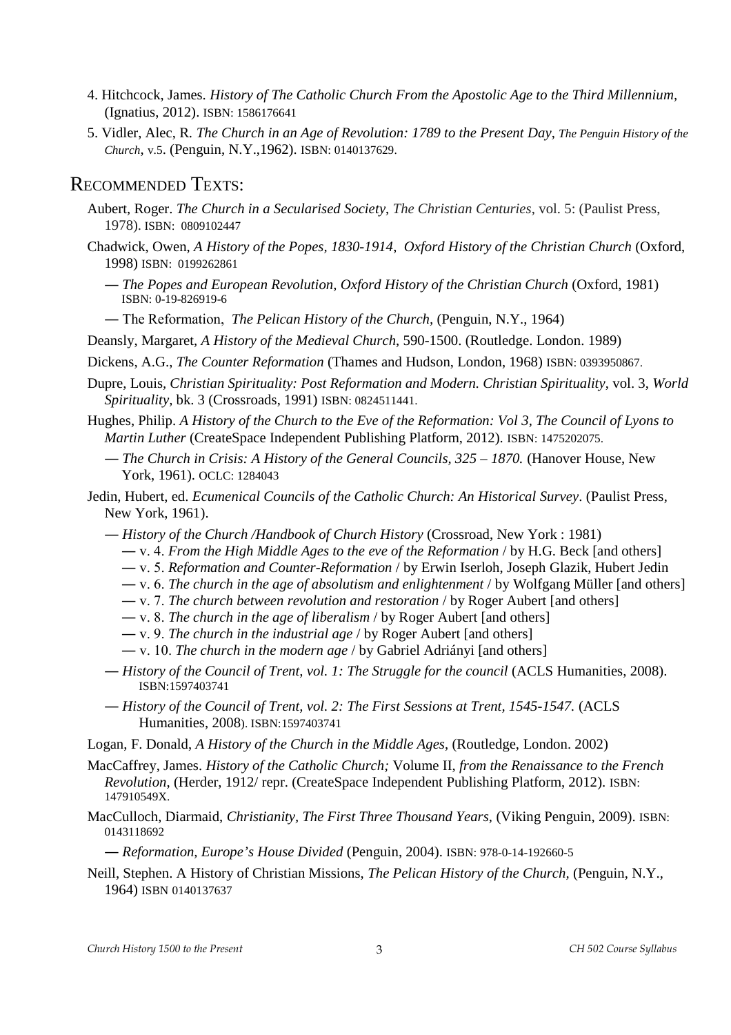4. Hitchcock, James. *History of The Catholic Church From the Apostolic Age to the Third Millennium*, (Ignatius, 2012). ISBN: 1586176641
5. Vidler, Alec, R. *The Church in an Age of Revolution: 1789 to the Present Day*, *The Penguin History of the Church*, v.5. (Penguin, N.Y.,1962). ISBN: 0140137629.

## Recommended Texts:

Aubert, Roger. *The Church in a Secularised Society*, *The Christian Centuries*, vol. 5: (Paulist Press, 1978). ISBN: 0809102447

Chadwick, Owen, *A History of the Popes, 1830-1914, Oxford History of the Christian Church* (Oxford, 1998) ISBN: 0199262861

— *The Popes and European Revolution, Oxford History of the Christian Church* (Oxford, 1981) ISBN: 0-19-826919-6

— The Reformation, *The Pelican History of the Church*, (Penguin, N.Y., 1964)

Deansly, Margaret, *A History of the Medieval Church*, 590-1500. (Routledge. London. 1989)

Dickens, A.G., *The Counter Reformation* (Thames and Hudson, London, 1968) ISBN: 0393950867.

Dupre, Louis, *Christian Spirituality: Post Reformation and Modern. Christian Spirituality*, vol. 3, *World Spirituality*, bk. 3 (Crossroads, 1991) ISBN: 0824511441.

Hughes, Philip. *A History of the Church to the Eve of the Reformation: Vol 3, The Council of Lyons to Martin Luther* (CreateSpace Independent Publishing Platform, 2012). ISBN: 1475202075.

— *The Church in Crisis: A History of the General Councils, 325 – 1870.* (Hanover House, New York, 1961). OCLC: 1284043

Jedin, Hubert, ed. *Ecumenical Councils of the Catholic Church: An Historical Survey*. (Paulist Press, New York, 1961).

— *History of the Church /Handbook of Church History* (Crossroad, New York : 1981)
- — v. 4. *From the High Middle Ages to the eve of the Reformation* / by H.G. Beck [and others]
- — v. 5. *Reformation and Counter-Reformation* / by Erwin Iserloh, Joseph Glazik, Hubert Jedin
- — v. 6. *The church in the age of absolutism and enlightenment* / by Wolfgang Müller [and others]
- — v. 7. *The church between revolution and restoration* / by Roger Aubert [and others]
- — v. 8. *The church in the age of liberalism* / by Roger Aubert [and others]
- — v. 9. *The church in the industrial age* / by Roger Aubert [and others]
- — v. 10. *The church in the modern age* / by Gabriel Adriányi [and others]

— *History of the Council of Trent, vol. 1: The Struggle for the council* (ACLS Humanities, 2008). ISBN:1597403741

— *History of the Council of Trent, vol. 2: The First Sessions at Trent, 1545-1547.* (ACLS Humanities, 2008). ISBN:1597403741

Logan, F. Donald, *A History of the Church in the Middle Ages*, (Routledge, London. 2002)

MacCaffrey, James. *History of the Catholic Church;* Volume II, *from the Renaissance to the French Revolution*, (Herder, 1912/ repr. (CreateSpace Independent Publishing Platform, 2012). ISBN: 147910549X.

MacCulloch, Diarmaid, *Christianity, The First Three Thousand Years*, (Viking Penguin, 2009). ISBN: 0143118692

— *Reformation, Europe's House Divided* (Penguin, 2004). ISBN: 978-0-14-192660-5

Neill, Stephen. A History of Christian Missions, *The Pelican History of the Church*, (Penguin, N.Y., 1964) ISBN 0140137637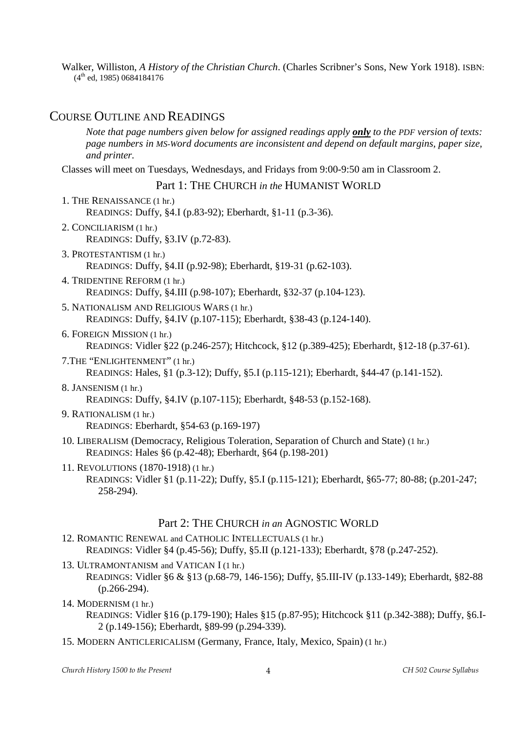Walker, Williston, *A History of the Christian Church*. (Charles Scribner's Sons, New York 1918). ISBN: (4th ed, 1985) 0684184176

## Course Outline and Readings

*Note that page numbers given below for assigned readings apply **only** to the PDF version of texts: page numbers in MS-Word documents are inconsistent and depend on default margins, paper size, and printer.*

Classes will meet on Tuesdays, Wednesdays, and Fridays from 9:00-9:50 am in Classroom 2.

### Part 1: The Church *in the* Humanist World

1. The Renaissance (1 hr.)
   Readings: Duffy, §4.I (p.83-92); Eberhardt, §1-11 (p.3-36).
2. Conciliarism (1 hr.)
   Readings: Duffy, §3.IV (p.72-83).
3. Protestantism (1 hr.)
   Readings: Duffy, §4.II (p.92-98); Eberhardt, §19-31 (p.62-103).
4. Tridentine Reform (1 hr.)
   Readings: Duffy, §4.III (p.98-107); Eberhardt, §32-37 (p.104-123).
5. Nationalism and Religious Wars (1 hr.)
   Readings: Duffy, §4.IV (p.107-115); Eberhardt, §38-43 (p.124-140).
6. Foreign Mission (1 hr.)
   Readings: Vidler §22 (p.246-257); Hitchcock, §12 (p.389-425); Eberhardt, §12-18 (p.37-61).
7. The "Enlightenment" (1 hr.)
   Readings: Hales, §1 (p.3-12); Duffy, §5.I (p.115-121); Eberhardt, §44-47 (p.141-152).
8. Jansenism (1 hr.)
   Readings: Duffy, §4.IV (p.107-115); Eberhardt, §48-53 (p.152-168).
9. Rationalism (1 hr.)
   Readings: Eberhardt, §54-63 (p.169-197)
10. Liberalism (Democracy, Religious Toleration, Separation of Church and State) (1 hr.)
    Readings: Hales §6 (p.42-48); Eberhardt, §64 (p.198-201)
11. Revolutions (1870-1918) (1 hr.)
    Readings: Vidler §1 (p.11-22); Duffy, §5.I (p.115-121); Eberhardt, §65-77; 80-88; (p.201-247; 258-294).

### Part 2: The Church *in an* Agnostic World

12. Romantic Renewal and Catholic Intellectuals (1 hr.)
    Readings: Vidler §4 (p.45-56); Duffy, §5.II (p.121-133); Eberhardt, §78 (p.247-252).
13. Ultramontanism and Vatican I (1 hr.)
    Readings: Vidler §6 & §13 (p.68-79, 146-156); Duffy, §5.III-IV (p.133-149); Eberhardt, §82-88 (p.266-294).
14. Modernism (1 hr.)
    Readings: Vidler §16 (p.179-190); Hales §15 (p.87-95); Hitchcock §11 (p.342-388); Duffy, §6.I-2 (p.149-156); Eberhardt, §89-99 (p.294-339).
15. Modern Anticlericalism (Germany, France, Italy, Mexico, Spain) (1 hr.)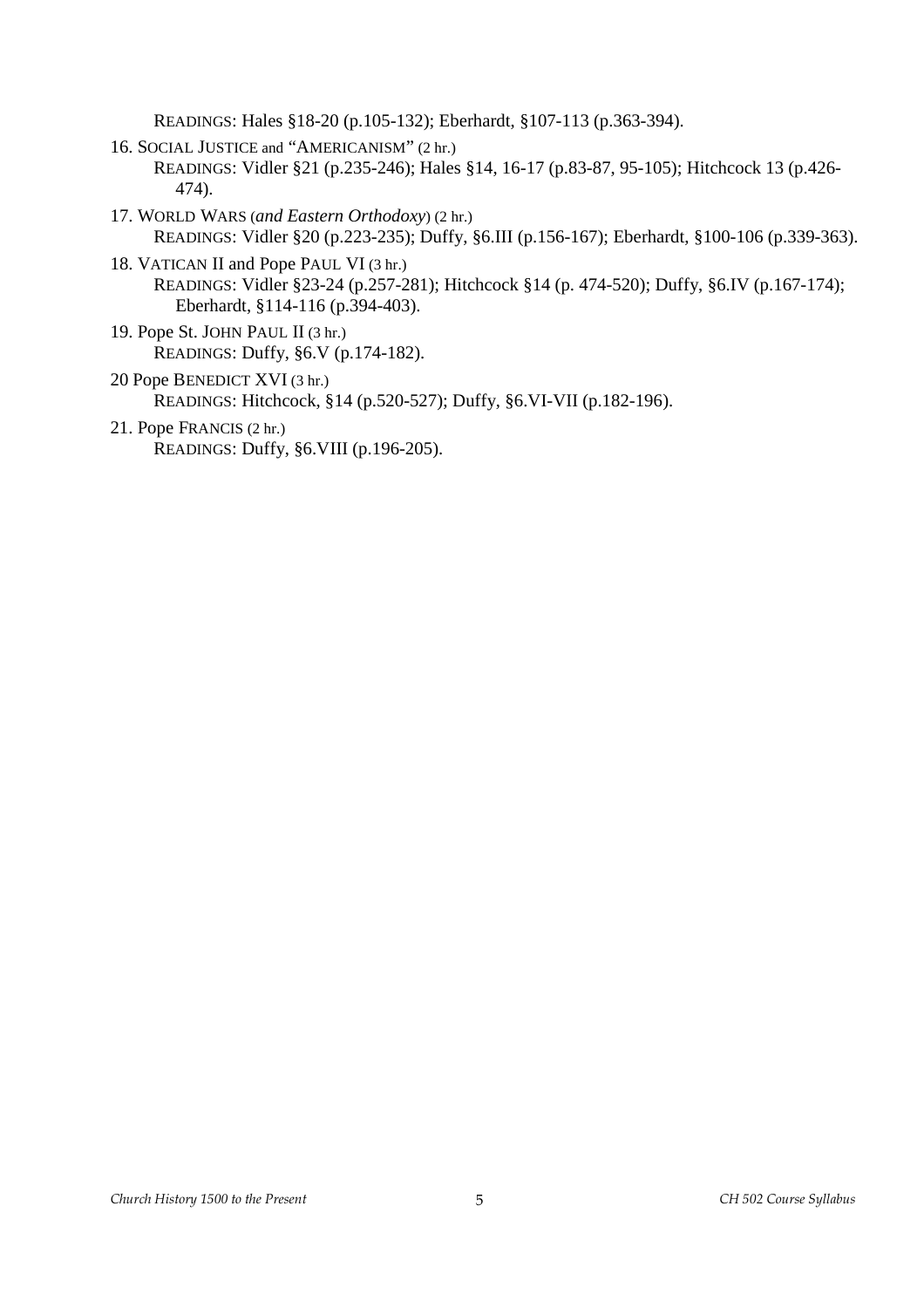READINGS: Hales §18-20 (p.105-132); Eberhardt, §107-113 (p.363-394).

16. SOCIAL JUSTICE and "AMERICANISM" (2 hr.)
    READINGS: Vidler §21 (p.235-246); Hales §14, 16-17 (p.83-87, 95-105); Hitchcock 13 (p.426-474).

17. WORLD WARS (*and Eastern Orthodoxy*) (2 hr.)
    READINGS: Vidler §20 (p.223-235); Duffy, §6.III (p.156-167); Eberhardt, §100-106 (p.339-363).

18. VATICAN II and Pope PAUL VI (3 hr.)
    READINGS: Vidler §23-24 (p.257-281); Hitchcock §14 (p. 474-520); Duffy, §6.IV (p.167-174); Eberhardt, §114-116 (p.394-403).

19. Pope St. JOHN PAUL II (3 hr.)
    READINGS: Duffy, §6.V (p.174-182).

20 Pope BENEDICT XVI (3 hr.)
    READINGS: Hitchcock, §14 (p.520-527); Duffy, §6.VI-VII (p.182-196).

21. Pope FRANCIS (2 hr.)
    READINGS: Duffy, §6.VIII (p.196-205).